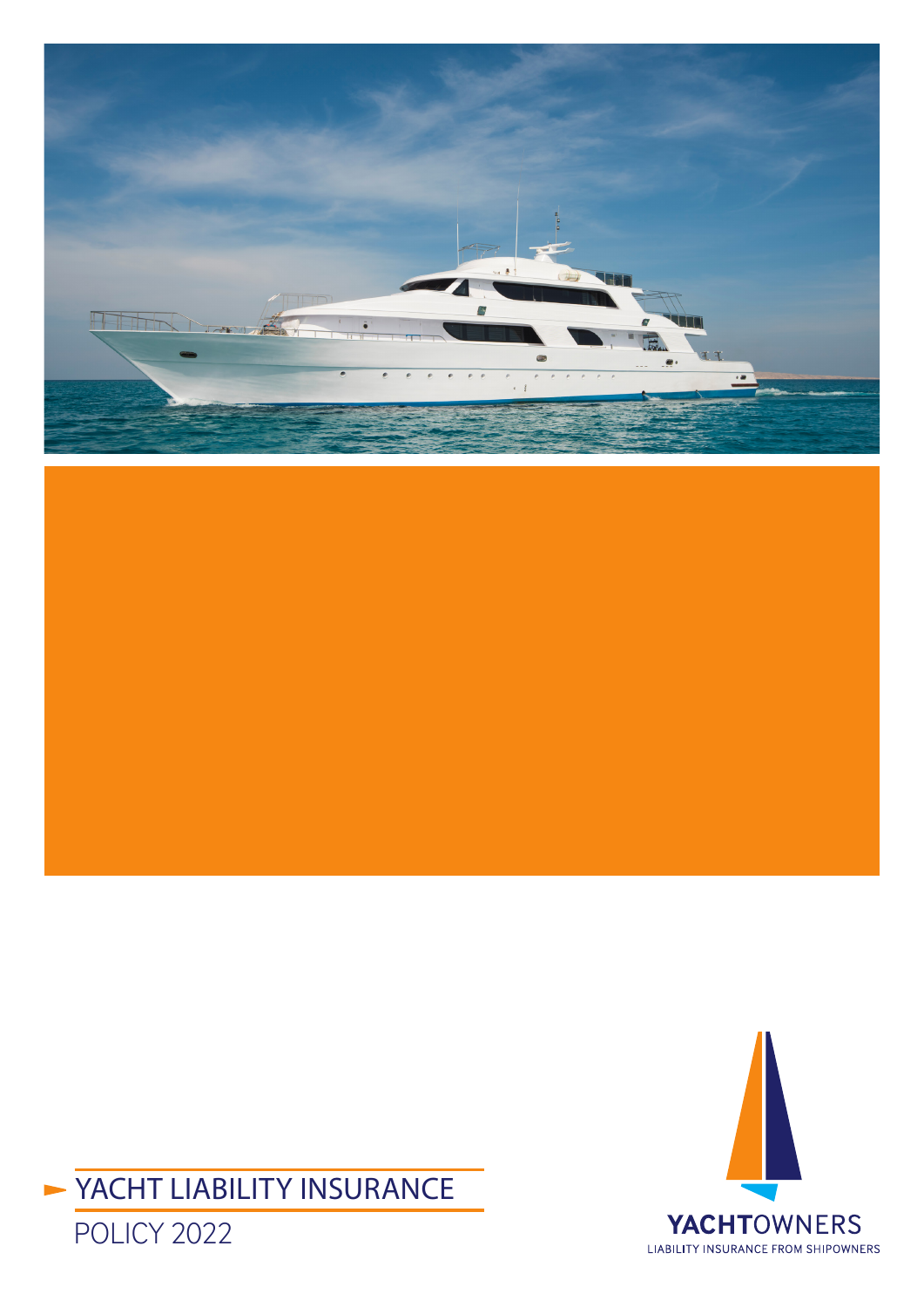# YACHT LIABILITY INSURANCE

POLICY 2022

YACHTOWNERS

LIABILITY INSURANCE FROM SHIPOWNERS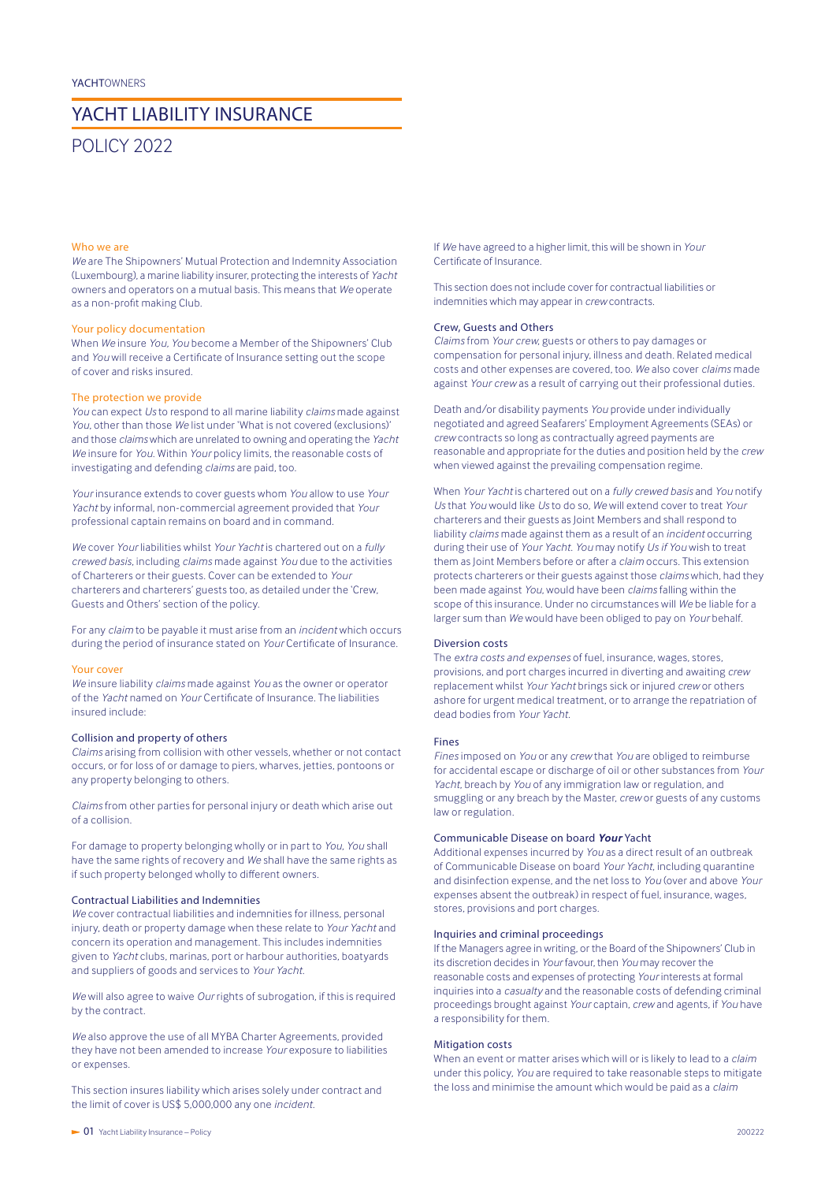YACHTOWNERS

# YACHT LIABILITY INSURANCE

## POLICY 2022

### Who we are

*We* are The Shipowners' Mutual Protection and Indemnity Association (Luxembourg), a marine liability insurer, protecting the interests of *Yacht* owners and operators on a mutual basis. This means that *We* operate as a non-profit making Club.

### Your policy documentation

When *We* insure *You*, *You* become a Member of the Shipowners' Club and *You* will receive a Certificate of Insurance setting out the scope of cover and risks insured.

### The protection we provide

*You* can expect *Us* to respond to all marine liability *claims* made against *You*, other than those *We* list under 'What is not covered (exclusions)' and those *claims* which are unrelated to owning and operating the *Yacht We* insure for *You*. Within *Your* policy limits, the reasonable costs of investigating and defending *claims* are paid, too.

*Your* insurance extends to cover guests whom *You* allow to use *Your Yacht* by informal, non-commercial agreement provided that *Your* professional captain remains on board and in command.

*We* cover *Your* liabilities whilst *Your Yacht* is chartered out on a *fully crewed basis*, including *claims* made against *You* due to the activities of Charterers or their guests. Cover can be extended to *Your* charterers and charterers' guests too, as detailed under the 'Crew, Guests and Others' section of the policy.

For any *claim* to be payable it must arise from an *incident* which occurs during the period of insurance stated on *Your* Certificate of Insurance.

### Your cover

*We* insure liability *claims* made against *You* as the owner or operator of the *Yacht* named on *Your* Certificate of Insurance. The liabilities insured include:

#### Collision and property of others

*Claims* arising from collision with other vessels, whether or not contact occurs, or for loss of or damage to piers, wharves, jetties, pontoons or any property belonging to others.

*Claims* from other parties for personal injury or death which arise out of a collision.

For damage to property belonging wholly or in part to *You*, *You* shall have the same rights of recovery and *We* shall have the same rights as if such property belonged wholly to different owners.

#### Contractual Liabilities and Indemnities

*We* cover contractual liabilities and indemnities for illness, personal injury, death or property damage when these relate to *Your Yacht* and concern its operation and management. This includes indemnities given to *Yacht* clubs, marinas, port or harbour authorities, boatyards and suppliers of goods and services to *Your Yacht*.

*We* will also agree to waive *Our* rights of subrogation, if this is required by the contract.

*We* also approve the use of all MYBA Charter Agreements, provided they have not been amended to increase *Your* exposure to liabilities or expenses.

This section insures liability which arises solely under contract and the limit of cover is US$ 5,000,000 any one *incident*.

If *We* have agreed to a higher limit, this will be shown in *Your* Certificate of Insurance.

This section does not include cover for contractual liabilities or indemnities which may appear in *crew* contracts.

#### Crew, Guests and Others

*Claims* from *Your crew*, guests or others to pay damages or compensation for personal injury, illness and death. Related medical costs and other expenses are covered, too. *We* also cover *claims* made against *Your crew* as a result of carrying out their professional duties.

Death and/or disability payments *You* provide under individually negotiated and agreed Seafarers' Employment Agreements (SEAs) or *crew* contracts so long as contractually agreed payments are reasonable and appropriate for the duties and position held by the *crew* when viewed against the prevailing compensation regime.

When *Your Yacht* is chartered out on a *fully crewed basis* and *You* notify *Us* that *You* would like *Us* to do so, *We* will extend cover to treat *Your* charterers and their guests as Joint Members and shall respond to liability *claims* made against them as a result of an *incident* occurring during their use of *Your Yacht*. *You* may notify *Us if You* wish to treat them as Joint Members before or after a *claim* occurs. This extension protects charterers or their guests against those *claims* which, had they been made against *You*, would have been *claims* falling within the scope of this insurance. Under no circumstances will *We* be liable for a larger sum than *We* would have been obliged to pay on *Your* behalf.

#### Diversion costs

The *extra costs and expenses* of fuel, insurance, wages, stores, provisions, and port charges incurred in diverting and awaiting *crew* replacement whilst *Your Yacht* brings sick or injured *crew* or others ashore for urgent medical treatment, or to arrange the repatriation of dead bodies from *Your Yacht*.

#### Fines

*Fines* imposed on *You* or any *crew* that *You* are obliged to reimburse for accidental escape or discharge of oil or other substances from *Your Yacht*, breach by *You* of any immigration law or regulation, and smuggling or any breach by the Master, *crew* or guests of any customs law or regulation.

#### Communicable Disease on board ***Your*** Yacht

Additional expenses incurred by *You* as a direct result of an outbreak of Communicable Disease on board *Your Yacht*, including quarantine and disinfection expense, and the net loss to *You* (over and above *Your* expenses absent the outbreak) in respect of fuel, insurance, wages, stores, provisions and port charges.

#### Inquiries and criminal proceedings

If the Managers agree in writing, or the Board of the Shipowners' Club in its discretion decides in *Your* favour, then *You* may recover the reasonable costs and expenses of protecting *Your* interests at formal inquiries into a *casualty* and the reasonable costs of defending criminal proceedings brought against *Your* captain, *crew* and agents, if *You* have a responsibility for them.

#### Mitigation costs

When an event or matter arises which will or is likely to lead to a *claim* under this policy, *You* are required to take reasonable steps to mitigate the loss and minimise the amount which would be paid as a *claim*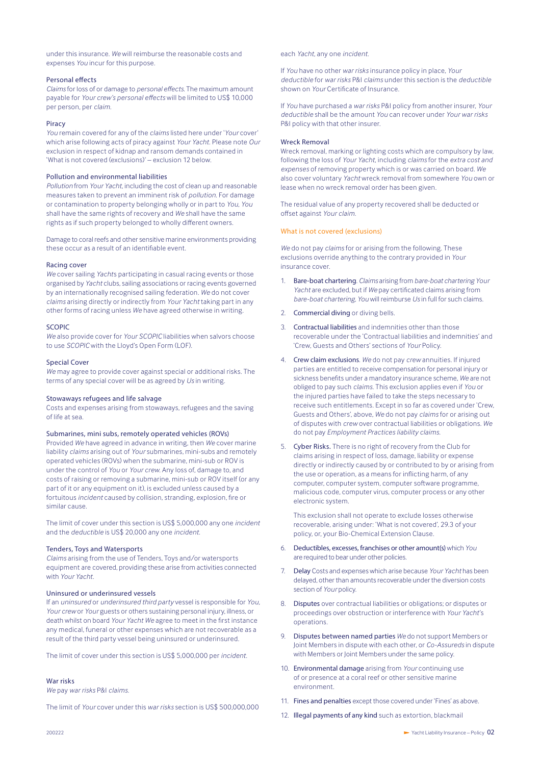under this insurance. *We* will reimburse the reasonable costs and expenses *You* incur for this purpose.

### Personal effects

*Claims* for loss of or damage to *personal effects*. The maximum amount payable for *Your crew's personal effects* will be limited to US$ 10,000 per person, per *claim*.

### Piracy

*You* remain covered for any of the *claims* listed here under '*Your* cover' which arise following acts of piracy against *Your Yacht*. Please note *Our* exclusion in respect of kidnap and ransom demands contained in 'What is not covered (exclusions)' – exclusion 12 below.

### Pollution and environmental liabilities

*Pollution* from *Your Yacht*, including the cost of clean up and reasonable measures taken to prevent an imminent risk of *pollution*. For damage or contamination to property belonging wholly or in part to *You*, *You* shall have the same rights of recovery and *We* shall have the same rights as if such property belonged to wholly different owners.

Damage to coral reefs and other sensitive marine environments providing these occur as a result of an identifiable event.

### Racing cover

*We* cover sailing *Yacht*s participating in casual racing events or those organised by *Yacht* clubs, sailing associations or racing events governed by an internationally recognised sailing federation. *We* do not cover *claims* arising directly or indirectly from *Your Yacht* taking part in any other forms of racing unless *We* have agreed otherwise in writing.

### SCOPIC

*We* also provide cover for *Your SCOPIC* liabilities when salvors choose to use *SCOPIC* with the Lloyd's Open Form (LOF).

### Special Cover

*We* may agree to provide cover against special or additional risks. The terms of any special cover will be as agreed by *Us* in writing.

### Stowaways refugees and life salvage

Costs and expenses arising from stowaways, refugees and the saving of life at sea.

### Submarines, mini subs, remotely operated vehicles (ROVs)

Provided *We* have agreed in advance in writing, then *We* cover marine liability *claims* arising out of *Your* submarines, mini-subs and remotely operated vehicles (ROVs) when the submarine, mini-sub or ROV is under the control of *You* or *Your crew*. Any loss of, damage to, and costs of raising or removing a submarine, mini-sub or ROV itself (or any part of it or any equipment on it), is excluded unless caused by a fortuitous *incident* caused by collision, stranding, explosion, fire or similar cause.

The limit of cover under this section is US$ 5,000,000 any one *incident* and the *deductible* is US$ 20,000 any one *incident*.

### Tenders, Toys and Watersports

*Claims* arising from the use of Tenders, Toys and/or watersports equipment are covered, providing these arise from activities connected with *Your Yacht*.

### Uninsured or underinsured vessels

If an *uninsured* or *underinsured third party* vessel is responsible for *You*, *Your crew* or *Your* guests or others sustaining personal injury, illness, or death whilst on board *Your Yacht We* agree to meet in the first instance any medical, funeral or other expenses which are not recoverable as a result of the third party vessel being uninsured or underinsured.

The limit of cover under this section is US$ 5,000,000 per *incident*.

### War risks

*We* pay *war risks* P&I *claims*.

The limit of *Your* cover under this *war risks* section is US$ 500,000,000 each *Yacht*, any one *incident*.

If *You* have no other *war risks* insurance policy in place, *Your deductible* for *war risks* P&I *claims* under this section is the *deductible* shown on *Your* Certificate of Insurance.

If *You* have purchased a *war risks* P&I policy from another insurer, *Your deductible* shall be the amount *You* can recover under *Your war risks* P&I policy with that other insurer.

### Wreck Removal

Wreck removal, marking or lighting costs which are compulsory by law, following the loss of *Your Yacht*, including *claims* for the *extra cost and expenses* of removing property which is or was carried on board. *We* also cover voluntary *Yacht* wreck removal from somewhere *You* own or lease when no wreck removal order has been given.

The residual value of any property recovered shall be deducted or offset against *Your claim*.

## What is not covered (exclusions)

*We* do not pay *claims* for or arising from the following. These exclusions override anything to the contrary provided in *Your* insurance cover.

1. **Bare-boat chartering**. *Claims* arising from *bare-boat chartering Your Yacht* are excluded, but if *We* pay certificated claims arising from *bare-boat chartering*, *You* will reimburse *Us* in full for such claims.
2. **Commercial diving** or diving bells.
3. **Contractual liabilities** and indemnities other than those recoverable under the 'Contractual liabilities and indemnities' and 'Crew, Guests and Others' sections of *Your* Policy.
4. **Crew claim exclusions**. *We* do not pay *crew* annuities. If injured parties are entitled to receive compensation for personal injury or sickness benefits under a mandatory insurance scheme, *We* are not obliged to pay such *claims*. This exclusion applies even if *You* or the injured parties have failed to take the steps necessary to receive such entitlements. Except in so far as covered under 'Crew, Guests and Others', above, *We* do not pay *claims* for or arising out of disputes with *crew* over contractual liabilities or obligations. *We* do not pay *Employment Practices liability claims*.
5. **Cyber Risks.** There is no right of recovery from the Club for claims arising in respect of loss, damage, liability or expense directly or indirectly caused by or contributed to by or arising from the use or operation, as a means for inflicting harm, of any computer, computer system, computer software programme, malicious code, computer virus, computer process or any other electronic system.

   This exclusion shall not operate to exclude losses otherwise recoverable, arising under: 'What is not covered', 29.3 of your policy, or, your Bio-Chemical Extension Clause.
6. **Deductibles, excesses, franchises or other amount(s)** which *You* are required to bear under other policies.
7. **Delay** Costs and expenses which arise because *Your Yacht* has been delayed, other than amounts recoverable under the diversion costs section of *Your* policy.
8. **Disputes** over contractual liabilities or obligations; or disputes or proceedings over obstruction or interference with *Your Yacht*'s operations.
9. **Disputes between named parties** *We* do not support Members or Joint Members in dispute with each other, or *Co-Assureds* in dispute with Members or Joint Members under the same policy.
10. **Environmental damage** arising from *Your* continuing use of or presence at a coral reef or other sensitive marine environment.
11. **Fines and penalties** except those covered under 'Fines' as above.
12. **Illegal payments of any kind** such as extortion, blackmail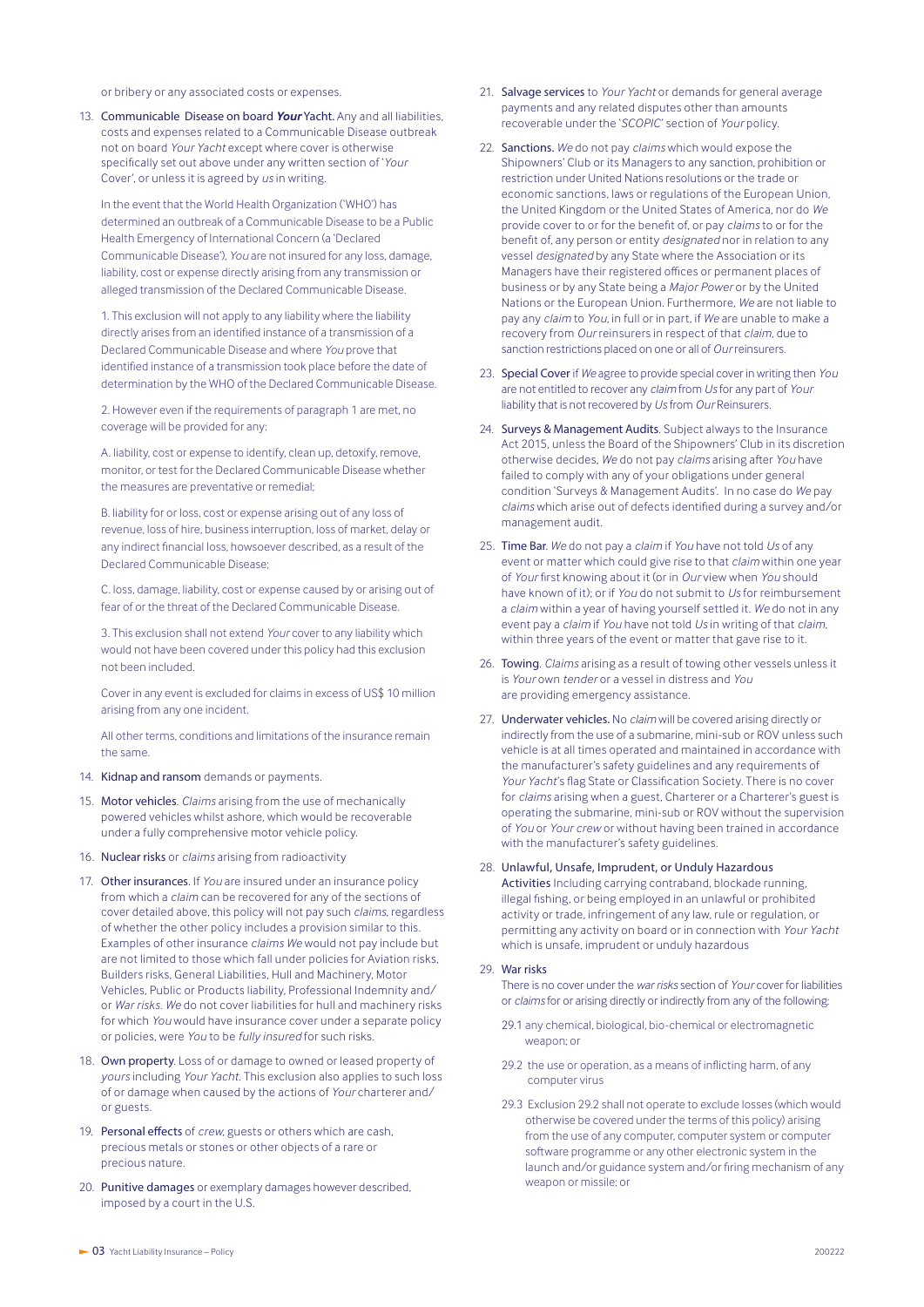or bribery or any associated costs or expenses.

13. Communicable Disease on board ***Your*** Yacht. Any and all liabilities, costs and expenses related to a Communicable Disease outbreak not on board *Your Yacht* except where cover is otherwise specifically set out above under any written section of '*Your* Cover', or unless it is agreed by *us* in writing.

    In the event that the World Health Organization ('WHO') has determined an outbreak of a Communicable Disease to be a Public Health Emergency of International Concern (a 'Declared Communicable Disease'), *You* are not insured for any loss, damage, liability, cost or expense directly arising from any transmission or alleged transmission of the Declared Communicable Disease.

    1. This exclusion will not apply to any liability where the liability directly arises from an identified instance of a transmission of a Declared Communicable Disease and where *You* prove that identified instance of a transmission took place before the date of determination by the WHO of the Declared Communicable Disease.

    2. However even if the requirements of paragraph 1 are met, no coverage will be provided for any:

    A. liability, cost or expense to identify, clean up, detoxify, remove, monitor, or test for the Declared Communicable Disease whether the measures are preventative or remedial;

    B. liability for or loss, cost or expense arising out of any loss of revenue, loss of hire, business interruption, loss of market, delay or any indirect financial loss, howsoever described, as a result of the Declared Communicable Disease;

    C. loss, damage, liability, cost or expense caused by or arising out of fear of or the threat of the Declared Communicable Disease.

    3. This exclusion shall not extend *Your* cover to any liability which would not have been covered under this policy had this exclusion not been included.

    Cover in any event is excluded for claims in excess of US$ 10 million arising from any one incident.

    All other terms, conditions and limitations of the insurance remain the same.

14. Kidnap and ransom demands or payments.

15. Motor vehicles. *Claims* arising from the use of mechanically powered vehicles whilst ashore, which would be recoverable under a fully comprehensive motor vehicle policy.

16. Nuclear risks or *claims* arising from radioactivity

17. Other insurances. If *You* are insured under an insurance policy from which a *claim* can be recovered for any of the sections of cover detailed above, this policy will not pay such *claims*, regardless of whether the other policy includes a provision similar to this. Examples of other insurance *claims We* would not pay include but are not limited to those which fall under policies for Aviation risks, Builders risks, General Liabilities, Hull and Machinery, Motor Vehicles, Public or Products liability, Professional Indemnity and/or *War risks*. *We* do not cover liabilities for hull and machinery risks for which *You* would have insurance cover under a separate policy or policies, were *You* to be *fully insured* for such risks.

18. Own property. Loss of or damage to owned or leased property of *yours* including *Your Yacht*. This exclusion also applies to such loss of or damage when caused by the actions of *Your* charterer and/or guests.

19. Personal effects of *crew*, guests or others which are cash, precious metals or stones or other objects of a rare or precious nature.

20. Punitive damages or exemplary damages however described, imposed by a court in the U.S.

21. Salvage services to *Your Yacht* or demands for general average payments and any related disputes other than amounts recoverable under the '*SCOPIC*' section of *Your* policy.

22. Sanctions. *We* do not pay *claims* which would expose the Shipowners' Club or its Managers to any sanction, prohibition or restriction under United Nations resolutions or the trade or economic sanctions, laws or regulations of the European Union, the United Kingdom or the United States of America, nor do *We* provide cover to or for the benefit of, or pay *claims* to or for the benefit of, any person or entity *designated* nor in relation to any vessel *designated* by any State where the Association or its Managers have their registered offices or permanent places of business or by any State being a *Major Power* or by the United Nations or the European Union. Furthermore, *We* are not liable to pay any *claim* to *You*, in full or in part, if *We* are unable to make a recovery from *Our* reinsurers in respect of that *claim*, due to sanction restrictions placed on one or all of *Our* reinsurers.

23. Special Cover if *We* agree to provide special cover in writing then *You* are not entitled to recover any *claim* from *Us* for any part of *Your* liability that is not recovered by *Us* from *Our* Reinsurers.

24. Surveys & Management Audits. Subject always to the Insurance Act 2015, unless the Board of the Shipowners' Club in its discretion otherwise decides, *We* do not pay *claims* arising after *You* have failed to comply with any of your obligations under general condition 'Surveys & Management Audits'. In no case do *We* pay *claims* which arise out of defects identified during a survey and/or management audit.

25. Time Bar. *We* do not pay a *claim* if *You* have not told *Us* of any event or matter which could give rise to that *claim* within one year of *Your* first knowing about it (or in *Our* view when *You* should have known of it); or if *You* do not submit to *Us* for reimbursement a *claim* within a year of having yourself settled it. *We* do not in any event pay a *claim* if *You* have not told *Us* in writing of that *claim*, within three years of the event or matter that gave rise to it.

26. Towing. *Claims* arising as a result of towing other vessels unless it is *Your* own *tender* or a vessel in distress and *You* are providing emergency assistance.

27. Underwater vehicles. No *claim* will be covered arising directly or indirectly from the use of a submarine, mini-sub or ROV unless such vehicle is at all times operated and maintained in accordance with the manufacturer's safety guidelines and any requirements of *Your Yacht*'s flag State or Classification Society. There is no cover for *claims* arising when a guest, Charterer or a Charterer's guest is operating the submarine, mini-sub or ROV without the supervision of *You* or *Your crew* or without having been trained in accordance with the manufacturer's safety guidelines.

28. Unlawful, Unsafe, Imprudent, or Unduly Hazardous Activities Including carrying contraband, blockade running, illegal fishing, or being employed in an unlawful or prohibited activity or trade, infringement of any law, rule or regulation, or permitting any activity on board or in connection with *Your Yacht* which is unsafe, imprudent or unduly hazardous

29. War risks

    There is no cover under the *war risks* section of *Your* cover for liabilities or *claims* for or arising directly or indirectly from any of the following:

    29.1 any chemical, biological, bio-chemical or electromagnetic weapon; or

    29.2 the use or operation, as a means of inflicting harm, of any computer virus

    29.3 Exclusion 29.2 shall not operate to exclude losses (which would otherwise be covered under the terms of this policy) arising from the use of any computer, computer system or computer software programme or any other electronic system in the launch and/or guidance system and/or firing mechanism of any weapon or missile; or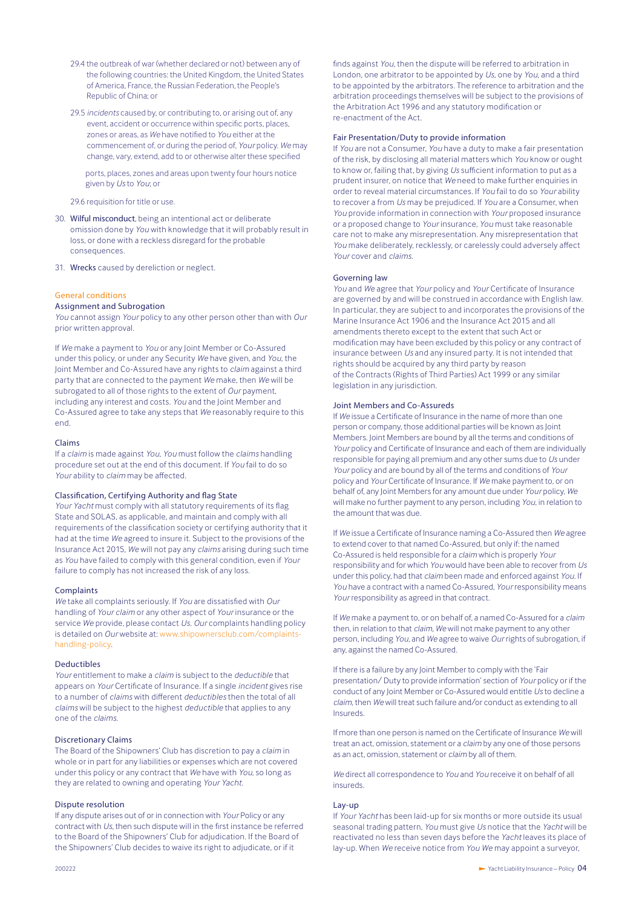29.4 the outbreak of war (whether declared or not) between any of the following countries: the United Kingdom, the United States of America, France, the Russian Federation, the People's Republic of China; or

29.5 *incidents* caused by, or contributing to, or arising out of, any event, accident or occurrence within specific ports, places, zones or areas, as *We* have notified to *You* either at the commencement of, or during the period of, *Your* policy. *We* may change, vary, extend, add to or otherwise alter these specified

ports, places, zones and areas upon twenty four hours notice given by *Us* to *You*; or

29.6 requisition for title or use.

30. Wilful misconduct, being an intentional act or deliberate omission done by *You* with knowledge that it will probably result in loss, or done with a reckless disregard for the probable consequences.

31. Wrecks caused by dereliction or neglect.

## General conditions

### Assignment and Subrogation

*You* cannot assign *Your* policy to any other person other than with *Our* prior written approval.

If *We* make a payment to *You* or any Joint Member or Co-Assured under this policy, or under any Security *We* have given, and *You*, the Joint Member and Co-Assured have any rights to *claim* against a third party that are connected to the payment *We* make, then *We* will be subrogated to all of those rights to the extent of *Our* payment, including any interest and costs. *You* and the Joint Member and Co-Assured agree to take any steps that *We* reasonably require to this end.

### Claims

If a *claim* is made against *You*, *You* must follow the *claims* handling procedure set out at the end of this document. If *You* fail to do so *Your* ability to *claim* may be affected.

### Classification, Certifying Authority and flag State

*Your Yacht* must comply with all statutory requirements of its flag State and SOLAS, as applicable, and maintain and comply with all requirements of the classification society or certifying authority that it had at the time *We* agreed to insure it. Subject to the provisions of the Insurance Act 2015, *We* will not pay any *claims* arising during such time as *You* have failed to comply with this general condition, even if *Your* failure to comply has not increased the risk of any loss.

### Complaints

*We* take all complaints seriously. If *You* are dissatisfied with *Our* handling of *Your claim* or any other aspect of *Your* insurance or the service *We* provide, please contact *Us*. *Our* complaints handling policy is detailed on *Our* website at: www.shipownersclub.com/complaints-handling-policy.

### Deductibles

*Your* entitlement to make a *claim* is subject to the *deductible* that appears on *Your* Certificate of Insurance. If a single *incident* gives rise to a number of *claims* with different *deductibles* then the total of all *claims* will be subject to the highest *deductible* that applies to any one of the *claims*.

### Discretionary Claims

The Board of the Shipowners' Club has discretion to pay a *claim* in whole or in part for any liabilities or expenses which are not covered under this policy or any contract that *We* have with *You*, so long as they are related to owning and operating *Your Yacht*.

### Dispute resolution

If any dispute arises out of or in connection with *Your* Policy or any contract with *Us*, then such dispute will in the first instance be referred to the Board of the Shipowners' Club for adjudication. If the Board of the Shipowners' Club decides to waive its right to adjudicate, or if it finds against *You*, then the dispute will be referred to arbitration in London, one arbitrator to be appointed by *Us*, one by *You*, and a third to be appointed by the arbitrators. The reference to arbitration and the arbitration proceedings themselves will be subject to the provisions of the Arbitration Act 1996 and any statutory modification or re-enactment of the Act.

### Fair Presentation/Duty to provide information

If *You* are not a Consumer, *You* have a duty to make a fair presentation of the risk, by disclosing all material matters which *You* know or ought to know or, failing that, by giving *Us* sufficient information to put as a prudent insurer, on notice that *We* need to make further enquiries in order to reveal material circumstances. If *You* fail to do so *Your* ability to recover a from *Us* may be prejudiced. If *You* are a Consumer, when *You* provide information in connection with *Your* proposed insurance or a proposed change to *Your* insurance, *You* must take reasonable care not to make any misrepresentation. Any misrepresentation that *You* make deliberately, recklessly, or carelessly could adversely affect *Your* cover and *claims*.

### Governing law

*You* and *We* agree that *Your* policy and *Your* Certificate of Insurance are governed by and will be construed in accordance with English law. In particular, they are subject to and incorporates the provisions of the Marine Insurance Act 1906 and the Insurance Act 2015 and all amendments thereto except to the extent that such Act or modification may have been excluded by this policy or any contract of insurance between *Us* and any insured party. It is not intended that rights should be acquired by any third party by reason of the Contracts (Rights of Third Parties) Act 1999 or any similar legislation in any jurisdiction.

### Joint Members and Co-Assureds

If *We* issue a Certificate of Insurance in the name of more than one person or company, those additional parties will be known as Joint Members. Joint Members are bound by all the terms and conditions of *Your* policy and Certificate of Insurance and each of them are individually responsible for paying all premium and any other sums due to *Us* under *Your* policy and are bound by all of the terms and conditions of *Your* policy and *Your* Certificate of Insurance. If *We* make payment to, or on behalf of, any Joint Members for any amount due under *Your* policy, *We* will make no further payment to any person, including *You*, in relation to the amount that was due.

If *We* issue a Certificate of Insurance naming a Co-Assured then *We* agree to extend cover to that named Co-Assured, but only if: the named Co-Assured is held responsible for a *claim* which is properly *Your* responsibility and for which *You* would have been able to recover from *Us* under this policy, had that *claim* been made and enforced against *You*. If *You* have a contract with a named Co-Assured, *Your* responsibility means *Your* responsibility as agreed in that contract.

If *We* make a payment to, or on behalf of, a named Co-Assured for a *claim* then, in relation to that *claim*, *We* will not make payment to any other person, including *You*, and *We* agree to waive *Our* rights of subrogation, if any, against the named Co-Assured.

If there is a failure by any Joint Member to comply with the 'Fair presentation/ Duty to provide information' section of *Your* policy or if the conduct of any Joint Member or Co-Assured would entitle *Us* to decline a *claim*, then *We* will treat such failure and/or conduct as extending to all Insureds.

If more than one person is named on the Certificate of Insurance *We* will treat an act, omission, statement or a *claim* by any one of those persons as an act, omission, statement or *claim* by all of them.

*We* direct all correspondence to *You* and *You* receive it on behalf of all insureds.

### Lay-up

If *Your Yacht* has been laid-up for six months or more outside its usual seasonal trading pattern, *You* must give *Us* notice that the *Yacht* will be reactivated no less than seven days before the *Yacht* leaves its place of lay-up. When *We* receive notice from *You We* may appoint a surveyor,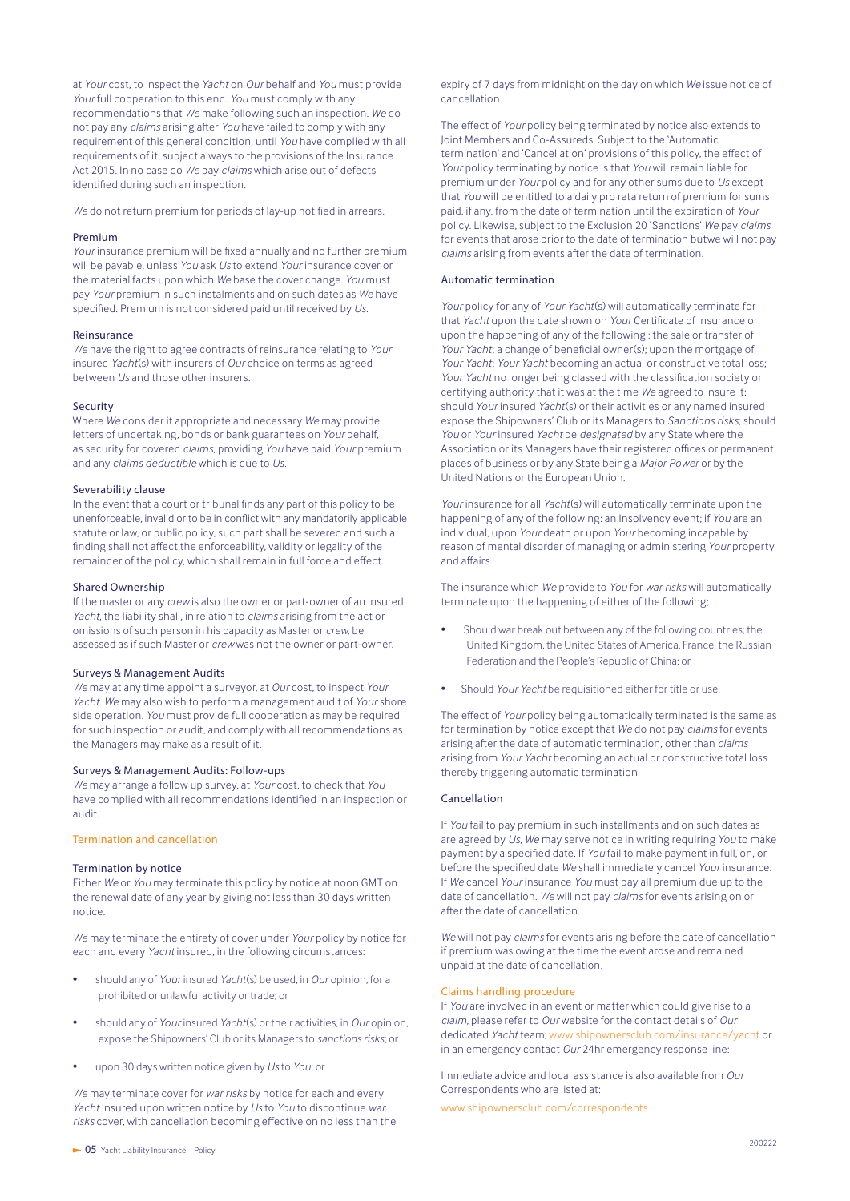at *Your* cost, to inspect the *Yacht* on *Our* behalf and *You* must provide *Your* full cooperation to this end. *You* must comply with any recommendations that *We* make following such an inspection. *We* do not pay any *claims* arising after *You* have failed to comply with any requirement of this general condition, until *You* have complied with all requirements of it, subject always to the provisions of the Insurance Act 2015. In no case do *We* pay *claims* which arise out of defects identified during such an inspection.

*We* do not return premium for periods of lay-up notified in arrears.

### Premium

*Your* insurance premium will be fixed annually and no further premium will be payable, unless *You* ask *Us* to extend *Your* insurance cover or the material facts upon which *We* base the cover change. *You* must pay *Your* premium in such instalments and on such dates as *We* have specified. Premium is not considered paid until received by *Us*.

### Reinsurance

*We* have the right to agree contracts of reinsurance relating to *Your* insured *Yacht*(s) with insurers of *Our* choice on terms as agreed between *Us* and those other insurers.

### Security

Where *We* consider it appropriate and necessary *We* may provide letters of undertaking, bonds or bank guarantees on *Your* behalf, as security for covered *claims*, providing *You* have paid *Your* premium and any *claims deductible* which is due to *Us*.

### Severability clause

In the event that a court or tribunal finds any part of this policy to be unenforceable, invalid or to be in conflict with any mandatorily applicable statute or law, or public policy, such part shall be severed and such a finding shall not affect the enforceability, validity or legality of the remainder of the policy, which shall remain in full force and effect.

### Shared Ownership

If the master or any *crew* is also the owner or part-owner of an insured *Yacht*, the liability shall, in relation to *claims* arising from the act or omissions of such person in his capacity as Master or *crew*, be assessed as if such Master or *crew* was not the owner or part-owner.

### Surveys & Management Audits

*We* may at any time appoint a surveyor, at *Our* cost, to inspect *Your Yacht*. *We* may also wish to perform a management audit of *Your* shore side operation. *You* must provide full cooperation as may be required for such inspection or audit, and comply with all recommendations as the Managers may make as a result of it.

### Surveys & Management Audits: Follow-ups

*We* may arrange a follow up survey, at *Your* cost, to check that *You* have complied with all recommendations identified in an inspection or audit.

## Termination and cancellation

### Termination by notice

Either *We* or *You* may terminate this policy by notice at noon GMT on the renewal date of any year by giving not less than 30 days written notice.

*We* may terminate the entirety of cover under *Your* policy by notice for each and every *Yacht* insured, in the following circumstances:

- should any of *Your* insured *Yacht*(s) be used, in *Our* opinion, for a prohibited or unlawful activity or trade; or
- should any of *Your* insured *Yacht*(s) or their activities, in *Our* opinion, expose the Shipowners' Club or its Managers to *sanctions risks*; or
- upon 30 days written notice given by *Us* to *You*; or

*We* may terminate cover for *war risks* by notice for each and every *Yacht* insured upon written notice by *Us* to *You* to discontinue *war risks* cover, with cancellation becoming effective on no less than the expiry of 7 days from midnight on the day on which *We* issue notice of cancellation.

The effect of *Your* policy being terminated by notice also extends to Joint Members and Co-Assureds. Subject to the 'Automatic termination' and 'Cancellation' provisions of this policy, the effect of *Your* policy terminating by notice is that *You* will remain liable for premium under *Your* policy and for any other sums due to *Us* except that *You* will be entitled to a daily pro rata return of premium for sums paid, if any, from the date of termination until the expiration of *Your* policy. Likewise, subject to the Exclusion 20 'Sanctions' *We* pay *claims* for events that arose prior to the date of termination butwe will not pay *claims* arising from events after the date of termination.

### Automatic termination

*Your* policy for any of *Your Yacht*(s) will automatically terminate for that *Yacht* upon the date shown on *Your* Certificate of Insurance or upon the happening of any of the following : the sale or transfer of *Your Yacht*; a change of beneficial owner(s); upon the mortgage of *Your Yacht*; *Your Yacht* becoming an actual or constructive total loss; *Your Yacht* no longer being classed with the classification society or certifying authority that it was at the time *We* agreed to insure it; should *Your* insured *Yacht*(s) or their activities or any named insured expose the Shipowners' Club or its Managers to *Sanctions risks*; should *You* or *Your* insured *Yacht* be *designated* by any State where the Association or its Managers have their registered offices or permanent places of business or by any State being a *Major Power* or by the United Nations or the European Union.

*Your* insurance for all *Yacht*(s) will automatically terminate upon the happening of any of the following: an Insolvency event; if *You* are an individual, upon *Your* death or upon *Your* becoming incapable by reason of mental disorder of managing or administering *Your* property and affairs.

The insurance which *We* provide to *You* for *war risks* will automatically terminate upon the happening of either of the following;

- Should war break out between any of the following countries; the United Kingdom, the United States of America, France, the Russian Federation and the People's Republic of China; or
- Should *Your Yacht* be requisitioned either for title or use.

The effect of *Your* policy being automatically terminated is the same as for termination by notice except that *We* do not pay *claims* for events arising after the date of automatic termination, other than *claims* arising from *Your Yacht* becoming an actual or constructive total loss thereby triggering automatic termination.

### Cancellation

If *You* fail to pay premium in such installments and on such dates as are agreed by *Us*, *We* may serve notice in writing requiring *You* to make payment by a specified date. If *You* fail to make payment in full, on, or before the specified date *We* shall immediately cancel *Your* insurance. If *We* cancel *Your* insurance *You* must pay all premium due up to the date of cancellation. *We* will not pay *claims* for events arising on or after the date of cancellation.

*We* will not pay *claims* for events arising before the date of cancellation if premium was owing at the time the event arose and remained unpaid at the date of cancellation.

## Claims handling procedure

If *You* are involved in an event or matter which could give rise to a *claim*, please refer to *Our* website for the contact details of *Our* dedicated *Yacht* team; www.shipownersclub.com/insurance/yacht or in an emergency contact *Our* 24hr emergency response line:

Immediate advice and local assistance is also available from *Our* Correspondents who are listed at:

www.shipownersclub.com/correspondents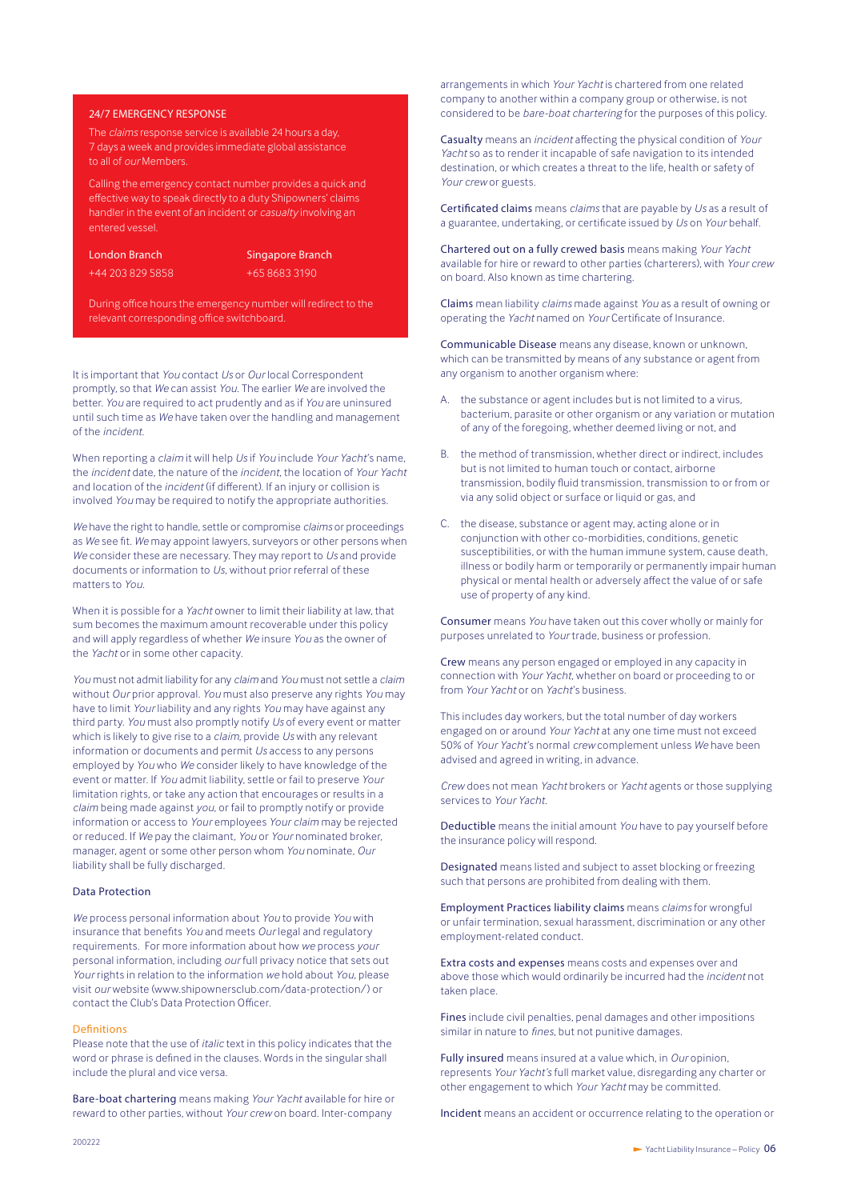## 24/7 EMERGENCY RESPONSE

The *claims* response service is available 24 hours a day, 7 days a week and provides immediate global assistance to all of *our* Members.

Calling the emergency contact number provides a quick and effective way to speak directly to a duty Shipowners' claims handler in the event of an incident or *casualty* involving an entered vessel.

| London Branch | Singapore Branch |
|---|---|
| +44 203 829 5858 | +65 8683 3190 |

During office hours the emergency number will redirect to the relevant corresponding office switchboard.

It is important that *You* contact *Us* or *Our* local Correspondent promptly, so that *We* can assist *You*. The earlier *We* are involved the better. *You* are required to act prudently and as if *You* are uninsured until such time as *We* have taken over the handling and management of the *incident*.

When reporting a *claim* it will help *Us* if *You* include *Your Yacht*'s name, the *incident* date, the nature of the *incident*, the location of *Your Yacht* and location of the *incident* (if different). If an injury or collision is involved *You* may be required to notify the appropriate authorities.

*We* have the right to handle, settle or compromise *claims* or proceedings as *We* see fit. *We* may appoint lawyers, surveyors or other persons when *We* consider these are necessary. They may report to *Us* and provide documents or information to *Us*, without prior referral of these matters to *You*.

When it is possible for a *Yacht* owner to limit their liability at law, that sum becomes the maximum amount recoverable under this policy and will apply regardless of whether *We* insure *You* as the owner of the *Yacht* or in some other capacity.

*You* must not admit liability for any *claim* and *You* must not settle a *claim* without *Our* prior approval. *You* must also preserve any rights *You* may have to limit *Your* liability and any rights *You* may have against any third party. *You* must also promptly notify *Us* of every event or matter which is likely to give rise to a *claim*, provide *Us* with any relevant information or documents and permit *Us* access to any persons employed by *You* who *We* consider likely to have knowledge of the event or matter. If *You* admit liability, settle or fail to preserve *Your* limitation rights, or take any action that encourages or results in a *claim* being made against *you*, or fail to promptly notify or provide information or access to *Your* employees *Your claim* may be rejected or reduced. If *We* pay the claimant, *You* or *Your* nominated broker, manager, agent or some other person whom *You* nominate, *Our* liability shall be fully discharged.

### Data Protection

*We* process personal information about *You* to provide *You* with insurance that benefits *You* and meets *Our* legal and regulatory requirements. For more information about how *we* process *your* personal information, including *our* full privacy notice that sets out *Your* rights in relation to the information *we* hold about *You*, please visit *our* website (www.shipownersclub.com/data-protection/) or contact the Club's Data Protection Officer.

### Definitions

Please note that the use of *italic* text in this policy indicates that the word or phrase is defined in the clauses. Words in the singular shall include the plural and vice versa.

**Bare-boat chartering** means making *Your Yacht* available for hire or reward to other parties, without *Your crew* on board. Inter-company arrangements in which *Your Yacht* is chartered from one related company to another within a company group or otherwise, is not considered to be *bare-boat chartering* for the purposes of this policy.

**Casualty** means an *incident* affecting the physical condition of *Your Yacht* so as to render it incapable of safe navigation to its intended destination, or which creates a threat to the life, health or safety of *Your crew* or guests.

**Certificated claims** means *claims* that are payable by *Us* as a result of a guarantee, undertaking, or certificate issued by *Us* on *Your* behalf.

**Chartered out on a fully crewed basis** means making *Your Yacht* available for hire or reward to other parties (charterers), with *Your crew* on board. Also known as time chartering.

**Claims** mean liability *claims* made against *You* as a result of owning or operating the *Yacht* named on *Your* Certificate of Insurance.

**Communicable Disease** means any disease, known or unknown, which can be transmitted by means of any substance or agent from any organism to another organism where:

A. the substance or agent includes but is not limited to a virus, bacterium, parasite or other organism or any variation or mutation of any of the foregoing, whether deemed living or not, and

B. the method of transmission, whether direct or indirect, includes but is not limited to human touch or contact, airborne transmission, bodily fluid transmission, transmission to or from or via any solid object or surface or liquid or gas, and

C. the disease, substance or agent may, acting alone or in conjunction with other co-morbidities, conditions, genetic susceptibilities, or with the human immune system, cause death, illness or bodily harm or temporarily or permanently impair human physical or mental health or adversely affect the value of or safe use of property of any kind.

**Consumer** means *You* have taken out this cover wholly or mainly for purposes unrelated to *Your* trade, business or profession.

**Crew** means any person engaged or employed in any capacity in connection with *Your Yacht*, whether on board or proceeding to or from *Your Yacht* or on *Yacht*'s business.

This includes day workers, but the total number of day workers engaged on or around *Your Yacht* at any one time must not exceed 50% of *Your Yacht*'s normal *crew* complement unless *We* have been advised and agreed in writing, in advance.

*Crew* does not mean *Yacht* brokers or *Yacht* agents or those supplying services to *Your Yacht*.

**Deductible** means the initial amount *You* have to pay yourself before the insurance policy will respond.

**Designated** means listed and subject to asset blocking or freezing such that persons are prohibited from dealing with them.

**Employment Practices liability claims** means *claims* for wrongful or unfair termination, sexual harassment, discrimination or any other employment-related conduct.

**Extra costs and expenses** means costs and expenses over and above those which would ordinarily be incurred had the *incident* not taken place.

**Fines** include civil penalties, penal damages and other impositions similar in nature to *fines*, but not punitive damages.

**Fully insured** means insured at a value which, in *Our* opinion, represents *Your Yacht's* full market value, disregarding any charter or other engagement to which *Your Yacht* may be committed.

**Incident** means an accident or occurrence relating to the operation or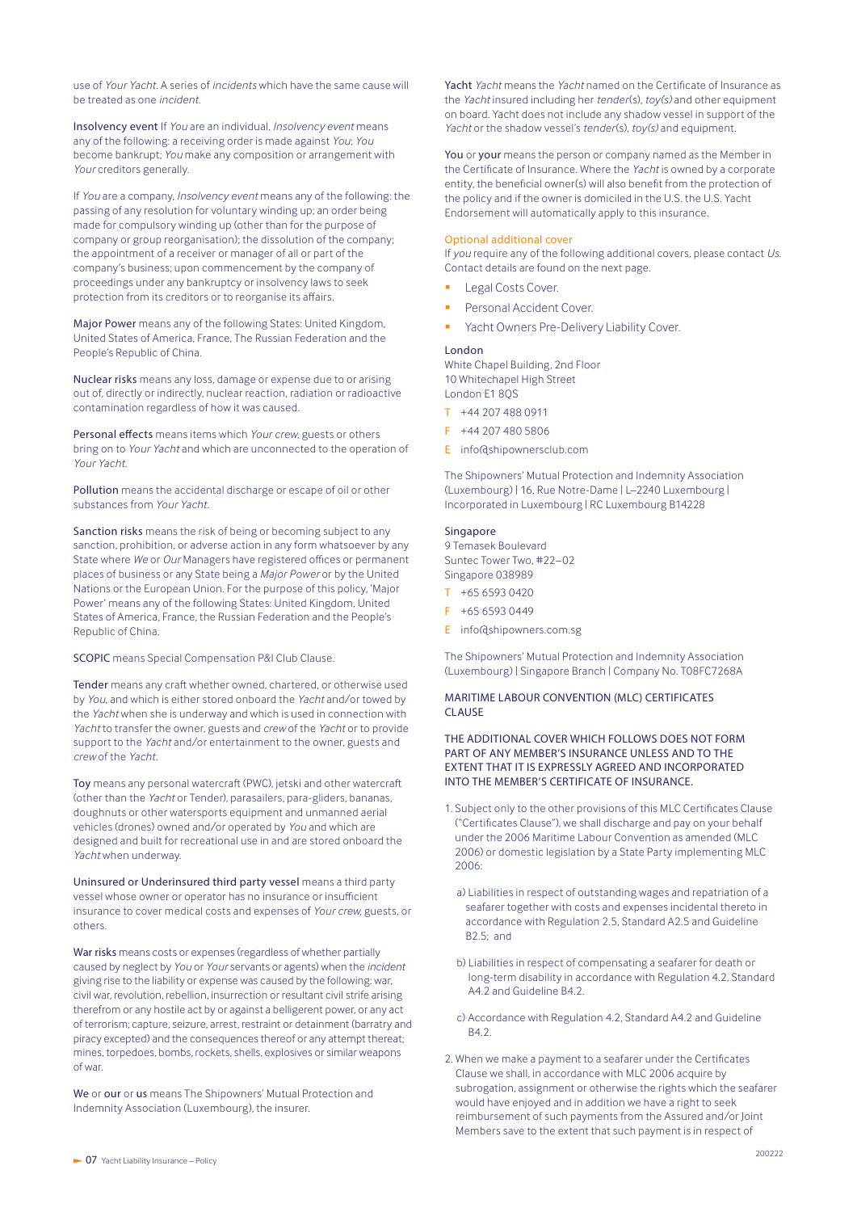use of *Your Yacht*. A series of *incidents* which have the same cause will be treated as one *incident*.

**Insolvency event** If *You* are an individual, *Insolvency event* means any of the following: a receiving order is made against *You*; *You* become bankrupt; *You* make any composition or arrangement with *Your* creditors generally.

If *You* are a company, *Insolvency event* means any of the following: the passing of any resolution for voluntary winding up; an order being made for compulsory winding up (other than for the purpose of company or group reorganisation); the dissolution of the company; the appointment of a receiver or manager of all or part of the company's business; upon commencement by the company of proceedings under any bankruptcy or insolvency laws to seek protection from its creditors or to reorganise its affairs.

**Major Power** means any of the following States: United Kingdom, United States of America, France, The Russian Federation and the People's Republic of China.

**Nuclear risks** means any loss, damage or expense due to or arising out of, directly or indirectly, nuclear reaction, radiation or radioactive contamination regardless of how it was caused.

**Personal effects** means items which *Your crew*, guests or others bring on to *Your Yacht* and which are unconnected to the operation of *Your Yacht*.

**Pollution** means the accidental discharge or escape of oil or other substances from *Your Yacht*.

**Sanction risks** means the risk of being or becoming subject to any sanction, prohibition, or adverse action in any form whatsoever by any State where *We* or *Our* Managers have registered offices or permanent places of business or any State being a *Major Power* or by the United Nations or the European Union. For the purpose of this policy, 'Major Power' means any of the following States: United Kingdom, United States of America, France, the Russian Federation and the People's Republic of China.

**SCOPIC** means Special Compensation P&I Club Clause.

**Tender** means any craft whether owned, chartered, or otherwise used by *You*, and which is either stored onboard the *Yacht* and/or towed by the *Yacht* when she is underway and which is used in connection with *Yacht* to transfer the owner, guests and *crew* of the *Yacht* or to provide support to the *Yacht* and/or entertainment to the owner, guests and *crew* of the *Yacht*.

**Toy** means any personal watercraft (PWC), jetski and other watercraft (other than the *Yacht* or Tender), parasailers, para-gliders, bananas, doughnuts or other watersports equipment and unmanned aerial vehicles (drones) owned and/or operated by *You* and which are designed and built for recreational use in and are stored onboard the *Yacht* when underway.

**Uninsured or Underinsured third party vessel** means a third party vessel whose owner or operator has no insurance or insufficient insurance to cover medical costs and expenses of *Your crew*, guests, or others.

**War risks** means costs or expenses (regardless of whether partially caused by neglect by *You* or *Your* servants or agents) when the *incident* giving rise to the liability or expense was caused by the following: war, civil war, revolution, rebellion, insurrection or resultant civil strife arising therefrom or any hostile act by or against a belligerent power, or any act of terrorism; capture, seizure, arrest, restraint or detainment (barratry and piracy excepted) and the consequences thereof or any attempt thereat; mines, torpedoes, bombs, rockets, shells, explosives or similar weapons of war.

**We** or **our** or **us** means The Shipowners' Mutual Protection and Indemnity Association (Luxembourg), the insurer.

**Yacht** *Yacht* means the *Yacht* named on the Certificate of Insurance as the *Yacht* insured including her *tender*(s), *toy(s)* and other equipment on board. Yacht does not include any shadow vessel in support of the *Yacht* or the shadow vessel's *tender*(s), *toy(s)* and equipment.

**You** or **your** means the person or company named as the Member in the Certificate of Insurance. Where the *Yacht* is owned by a corporate entity, the beneficial owner(s) will also benefit from the protection of the policy and if the owner is domiciled in the U.S. the U.S. Yacht Endorsement will automatically apply to this insurance.

## Optional additional cover

If *you* require any of the following additional covers, please contact *Us*. Contact details are found on the next page.

- Legal Costs Cover.
- Personal Accident Cover.
- Yacht Owners Pre-Delivery Liability Cover.

**London**
White Chapel Building, 2nd Floor
10 Whitechapel High Street
London E1 8QS

T +44 207 488 0911
F +44 207 480 5806
E info@shipownersclub.com

The Shipowners' Mutual Protection and Indemnity Association (Luxembourg) | 16, Rue Notre-Dame | L–2240 Luxembourg | Incorporated in Luxembourg | RC Luxembourg B14228

**Singapore**
9 Temasek Boulevard
Suntec Tower Two, #22–02
Singapore 038989

T +65 6593 0420
F +65 6593 0449
E info@shipowners.com.sg

The Shipowners' Mutual Protection and Indemnity Association (Luxembourg) | Singapore Branch | Company No. T08FC7268A

## MARITIME LABOUR CONVENTION (MLC) CERTIFICATES CLAUSE

THE ADDITIONAL COVER WHICH FOLLOWS DOES NOT FORM PART OF ANY MEMBER'S INSURANCE UNLESS AND TO THE EXTENT THAT IT IS EXPRESSLY AGREED AND INCORPORATED INTO THE MEMBER'S CERTIFICATE OF INSURANCE.

1. Subject only to the other provisions of this MLC Certificates Clause ("Certificates Clause"), we shall discharge and pay on your behalf under the 2006 Maritime Labour Convention as amended (MLC 2006) or domestic legislation by a State Party implementing MLC 2006:

   a) Liabilities in respect of outstanding wages and repatriation of a seafarer together with costs and expenses incidental thereto in accordance with Regulation 2.5, Standard A2.5 and Guideline B2.5; and

   b) Liabilities in respect of compensating a seafarer for death or long-term disability in accordance with Regulation 4.2, Standard A4.2 and Guideline B4.2.

   c) Accordance with Regulation 4.2, Standard A4.2 and Guideline B4.2.

2. When we make a payment to a seafarer under the Certificates Clause we shall, in accordance with MLC 2006 acquire by subrogation, assignment or otherwise the rights which the seafarer would have enjoyed and in addition we have a right to seek reimbursement of such payments from the Assured and/or Joint Members save to the extent that such payment is in respect of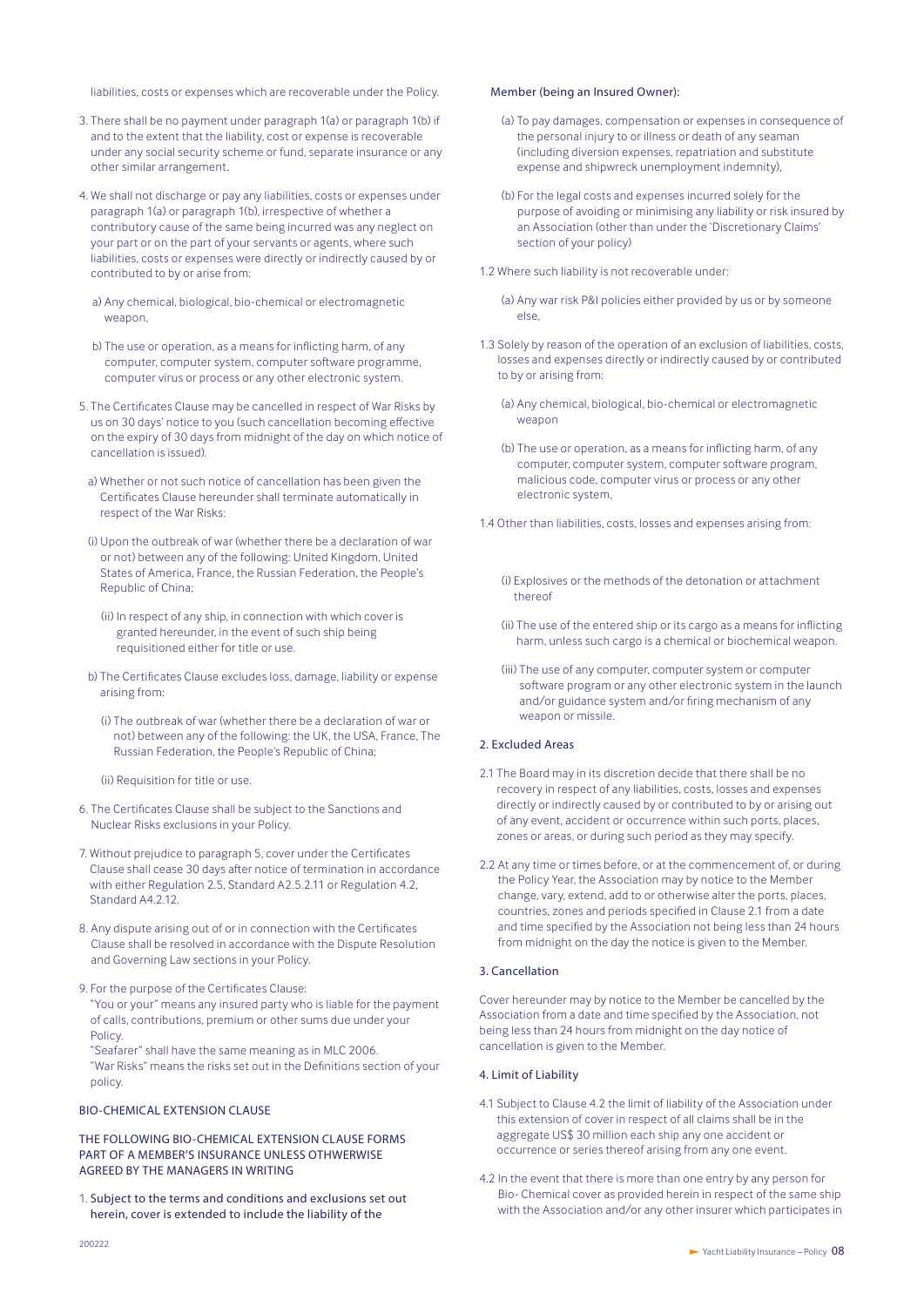liabilities, costs or expenses which are recoverable under the Policy.

3. There shall be no payment under paragraph 1(a) or paragraph 1(b) if and to the extent that the liability, cost or expense is recoverable under any social security scheme or fund, separate insurance or any other similar arrangement.

4. We shall not discharge or pay any liabilities, costs or expenses under paragraph 1(a) or paragraph 1(b), irrespective of whether a contributory cause of the same being incurred was any neglect on your part or on the part of your servants or agents, where such liabilities, costs or expenses were directly or indirectly caused by or contributed to by or arise from:

   a) Any chemical, biological, bio-chemical or electromagnetic weapon,

   b) The use or operation, as a means for inflicting harm, of any computer, computer system, computer software programme, computer virus or process or any other electronic system.

5. The Certificates Clause may be cancelled in respect of War Risks by us on 30 days' notice to you (such cancellation becoming effective on the expiry of 30 days from midnight of the day on which notice of cancellation is issued).

   a) Whether or not such notice of cancellation has been given the Certificates Clause hereunder shall terminate automatically in respect of the War Risks:

   (i) Upon the outbreak of war (whether there be a declaration of war or not) between any of the following: United Kingdom, United States of America, France, the Russian Federation, the People's Republic of China;

   (ii) In respect of any ship, in connection with which cover is granted hereunder, in the event of such ship being requisitioned either for title or use.

   b) The Certificates Clause excludes loss, damage, liability or expense arising from:

   (i) The outbreak of war (whether there be a declaration of war or not) between any of the following: the UK, the USA, France, The Russian Federation, the People's Republic of China;

   (ii) Requisition for title or use.

6. The Certificates Clause shall be subject to the Sanctions and Nuclear Risks exclusions in your Policy.

7. Without prejudice to paragraph 5, cover under the Certificates Clause shall cease 30 days after notice of termination in accordance with either Regulation 2.5, Standard A2.5.2.11 or Regulation 4.2, Standard A4.2.12.

8. Any dispute arising out of or in connection with the Certificates Clause shall be resolved in accordance with the Dispute Resolution and Governing Law sections in your Policy.

9. For the purpose of the Certificates Clause:
   "You or your" means any insured party who is liable for the payment of calls, contributions, premium or other sums due under your Policy.
   "Seafarer" shall have the same meaning as in MLC 2006.
   "War Risks" means the risks set out in the Definitions section of your policy.

## BIO-CHEMICAL EXTENSION CLAUSE

THE FOLLOWING BIO-CHEMICAL EXTENSION CLAUSE FORMS PART OF A MEMBER'S INSURANCE UNLESS OTHWERWISE AGREED BY THE MANAGERS IN WRITING

1. Subject to the terms and conditions and exclusions set out herein, cover is extended to include the liability of the Member (being an Insured Owner):

   (a) To pay damages, compensation or expenses in consequence of the personal injury to or illness or death of any seaman (including diversion expenses, repatriation and substitute expense and shipwreck unemployment indemnity),

   (b) For the legal costs and expenses incurred solely for the purpose of avoiding or minimising any liability or risk insured by an Association (other than under the 'Discretionary Claims' section of your policy)

1.2 Where such liability is not recoverable under:

   (a) Any war risk P&I policies either provided by us or by someone else,

1.3 Solely by reason of the operation of an exclusion of liabilities, costs, losses and expenses directly or indirectly caused by or contributed to by or arising from:

   (a) Any chemical, biological, bio-chemical or electromagnetic weapon

   (b) The use or operation, as a means for inflicting harm, of any computer, computer system, computer software program, malicious code, computer virus or process or any other electronic system,

1.4 Other than liabilities, costs, losses and expenses arising from:

   (i) Explosives or the methods of the detonation or attachment thereof

   (ii) The use of the entered ship or its cargo as a means for inflicting harm, unless such cargo is a chemical or biochemical weapon.

   (iii) The use of any computer, computer system or computer software program or any other electronic system in the launch and/or guidance system and/or firing mechanism of any weapon or missile.

### 2. Excluded Areas

2.1 The Board may in its discretion decide that there shall be no recovery in respect of any liabilities, costs, losses and expenses directly or indirectly caused by or contributed to by or arising out of any event, accident or occurrence within such ports, places, zones or areas, or during such period as they may specify.

2.2 At any time or times before, or at the commencement of, or during the Policy Year, the Association may by notice to the Member change, vary, extend, add to or otherwise alter the ports, places, countries, zones and periods specified in Clause 2.1 from a date and time specified by the Association not being less than 24 hours from midnight on the day the notice is given to the Member.

### 3. Cancellation

Cover hereunder may by notice to the Member be cancelled by the Association from a date and time specified by the Association, not being less than 24 hours from midnight on the day notice of cancellation is given to the Member.

### 4. Limit of Liability

4.1 Subject to Clause 4.2 the limit of liability of the Association under this extension of cover in respect of all claims shall be in the aggregate US$ 30 million each ship any one accident or occurrence or series thereof arising from any one event.

4.2 In the event that there is more than one entry by any person for Bio- Chemical cover as provided herein in respect of the same ship with the Association and/or any other insurer which participates in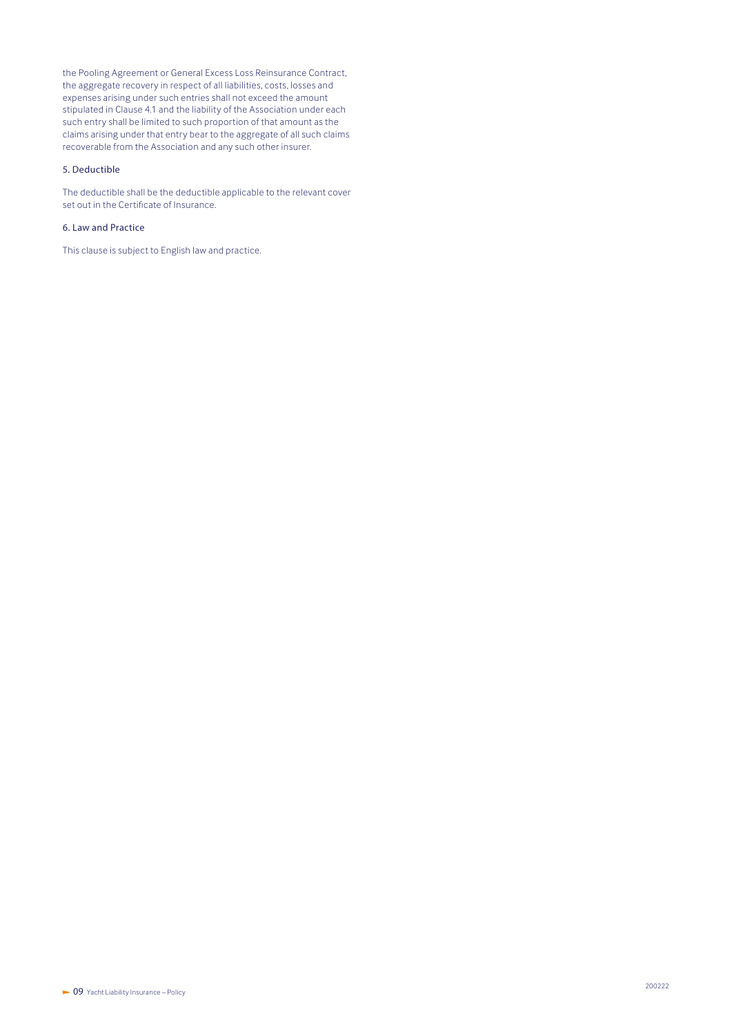the Pooling Agreement or General Excess Loss Reinsurance Contract, the aggregate recovery in respect of all liabilities, costs, losses and expenses arising under such entries shall not exceed the amount stipulated in Clause 4.1 and the liability of the Association under each such entry shall be limited to such proportion of that amount as the claims arising under that entry bear to the aggregate of all such claims recoverable from the Association and any such other insurer.

### 5. Deductible

The deductible shall be the deductible applicable to the relevant cover set out in the Certificate of Insurance.

### 6. Law and Practice

This clause is subject to English law and practice.